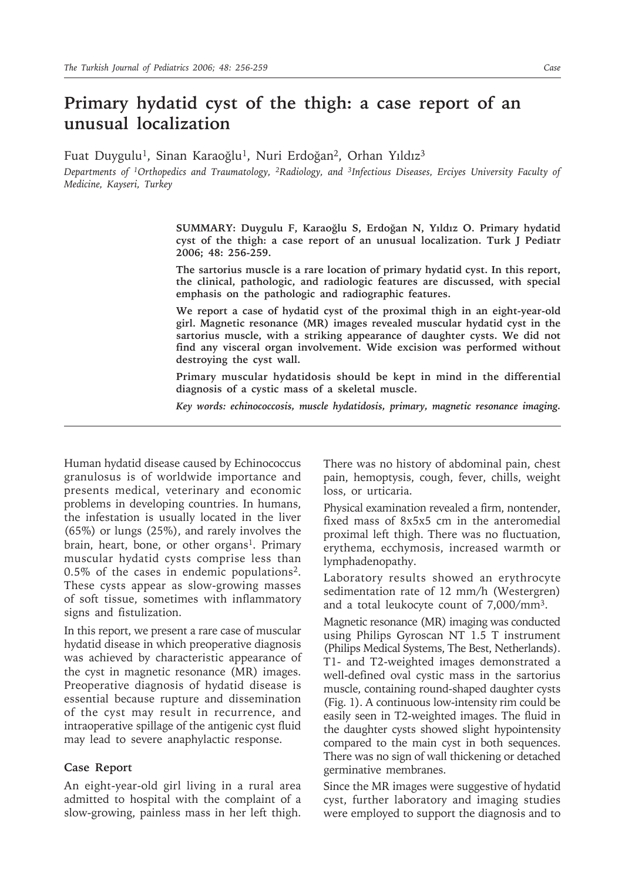# Primary hydatid cyst of the thigh: a case report of an unusual localization

Fuat Duygulu[1], Sinan Karaoğlu[1], Nuri Erdoğan[2], Orhan Yıldız[3]

*Departments of [1]Orthopedics and Traumatology, [2]Radiology, and [3]Infectious Diseases, Erciyes University Faculty of Medicine, Kayseri, Turkey*

**SUMMARY: Duygulu F, Karaoğlu S, Erdoğan N, Yıldız O. Primary hydatid cyst of the thigh: a case report of an unusual localization. Turk J Pediatr 2006; 48: 256-259.**

**The sartorius muscle is a rare location of primary hydatid cyst. In this report, the clinical, pathologic, and radiologic features are discussed, with special emphasis on the pathologic and radiographic features.**

**We report a case of hydatid cyst of the proximal thigh in an eight-year-old girl. Magnetic resonance (MR) images revealed muscular hydatid cyst in the sartorius muscle, with a striking appearance of daughter cysts. We did not find any visceral organ involvement. Wide excision was performed without destroying the cyst wall.**

**Primary muscular hydatidosis should be kept in mind in the differential diagnosis of a cystic mass of a skeletal muscle.**

***Key words: echinococcosis, muscle hydatidosis, primary, magnetic resonance imaging.***

---

Human hydatid disease caused by Echinococcus granulosus is of worldwide importance and presents medical, veterinary and economic problems in developing countries. In humans, the infestation is usually located in the liver (65%) or lungs (25%), and rarely involves the brain, heart, bone, or other organs[1]. Primary muscular hydatid cysts comprise less than 0.5% of the cases in endemic populations[2]. These cysts appear as slow-growing masses of soft tissue, sometimes with inflammatory signs and fistulization.

In this report, we present a rare case of muscular hydatid disease in which preoperative diagnosis was achieved by characteristic appearance of the cyst in magnetic resonance (MR) images. Preoperative diagnosis of hydatid disease is essential because rupture and dissemination of the cyst may result in recurrence, and intraoperative spillage of the antigenic cyst fluid may lead to severe anaphylactic response.

## Case Report

An eight-year-old girl living in a rural area admitted to hospital with the complaint of a slow-growing, painless mass in her left thigh. There was no history of abdominal pain, chest pain, hemoptysis, cough, fever, chills, weight loss, or urticaria.

Physical examination revealed a firm, nontender, fixed mass of 8x5x5 cm in the anteromedial proximal left thigh. There was no fluctuation, erythema, ecchymosis, increased warmth or lymphadenopathy.

Laboratory results showed an erythrocyte sedimentation rate of 12 mm/h (Westergren) and a total leukocyte count of 7,000/mm$^3$.

Magnetic resonance (MR) imaging was conducted using Philips Gyroscan NT 1.5 T instrument (Philips Medical Systems, The Best, Netherlands). T1- and T2-weighted images demonstrated a well-defined oval cystic mass in the sartorius muscle, containing round-shaped daughter cysts (Fig. 1). A continuous low-intensity rim could be easily seen in T2-weighted images. The fluid in the daughter cysts showed slight hypointensity compared to the main cyst in both sequences. There was no sign of wall thickening or detached germinative membranes.

Since the MR images were suggestive of hydatid cyst, further laboratory and imaging studies were employed to support the diagnosis and to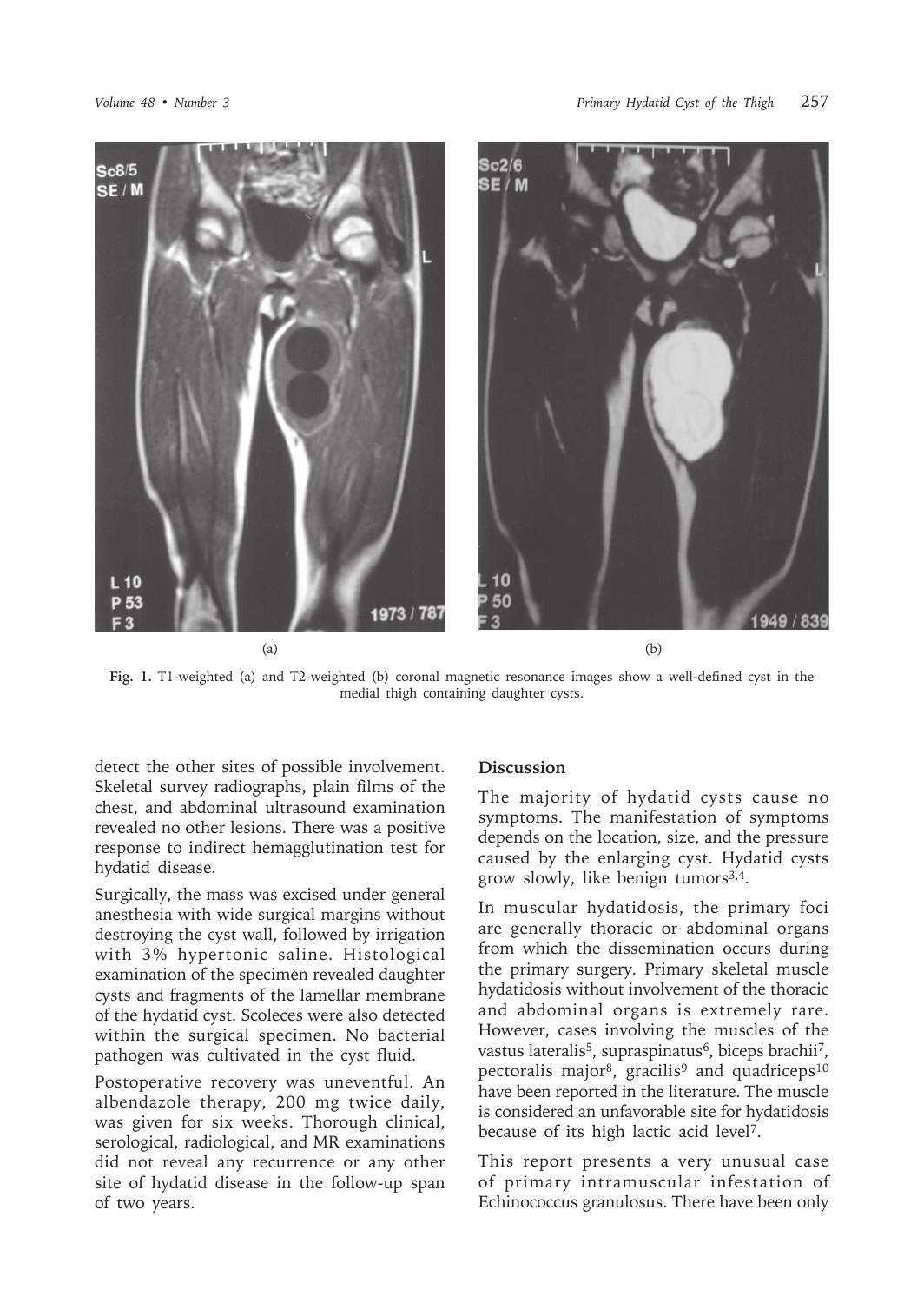Fig. 1. T1-weighted (a) and T2-weighted (b) coronal magnetic resonance images show a well-defined cyst in the medial thigh containing daughter cysts.

detect the other sites of possible involvement. Skeletal survey radiographs, plain films of the chest, and abdominal ultrasound examination revealed no other lesions. There was a positive response to indirect hemagglutination test for hydatid disease.

Surgically, the mass was excised under general anesthesia with wide surgical margins without destroying the cyst wall, followed by irrigation with 3% hypertonic saline. Histological examination of the specimen revealed daughter cysts and fragments of the lamellar membrane of the hydatid cyst. Scoleces were also detected within the surgical specimen. No bacterial pathogen was cultivated in the cyst fluid.

Postoperative recovery was uneventful. An albendazole therapy, 200 mg twice daily, was given for six weeks. Thorough clinical, serological, radiological, and MR examinations did not reveal any recurrence or any other site of hydatid disease in the follow-up span of two years.

## Discussion

The majority of hydatid cysts cause no symptoms. The manifestation of symptoms depends on the location, size, and the pressure caused by the enlarging cyst. Hydatid cysts grow slowly, like benign tumors[3,4].

In muscular hydatidosis, the primary foci are generally thoracic or abdominal organs from which the dissemination occurs during the primary surgery. Primary skeletal muscle hydatidosis without involvement of the thoracic and abdominal organs is extremely rare. However, cases involving the muscles of the vastus lateralis[5], supraspinatus[6], biceps brachii[7], pectoralis major[8], gracilis[9] and quadriceps[10] have been reported in the literature. The muscle is considered an unfavorable site for hydatidosis because of its high lactic acid level[7].

This report presents a very unusual case of primary intramuscular infestation of Echinococcus granulosus. There have been only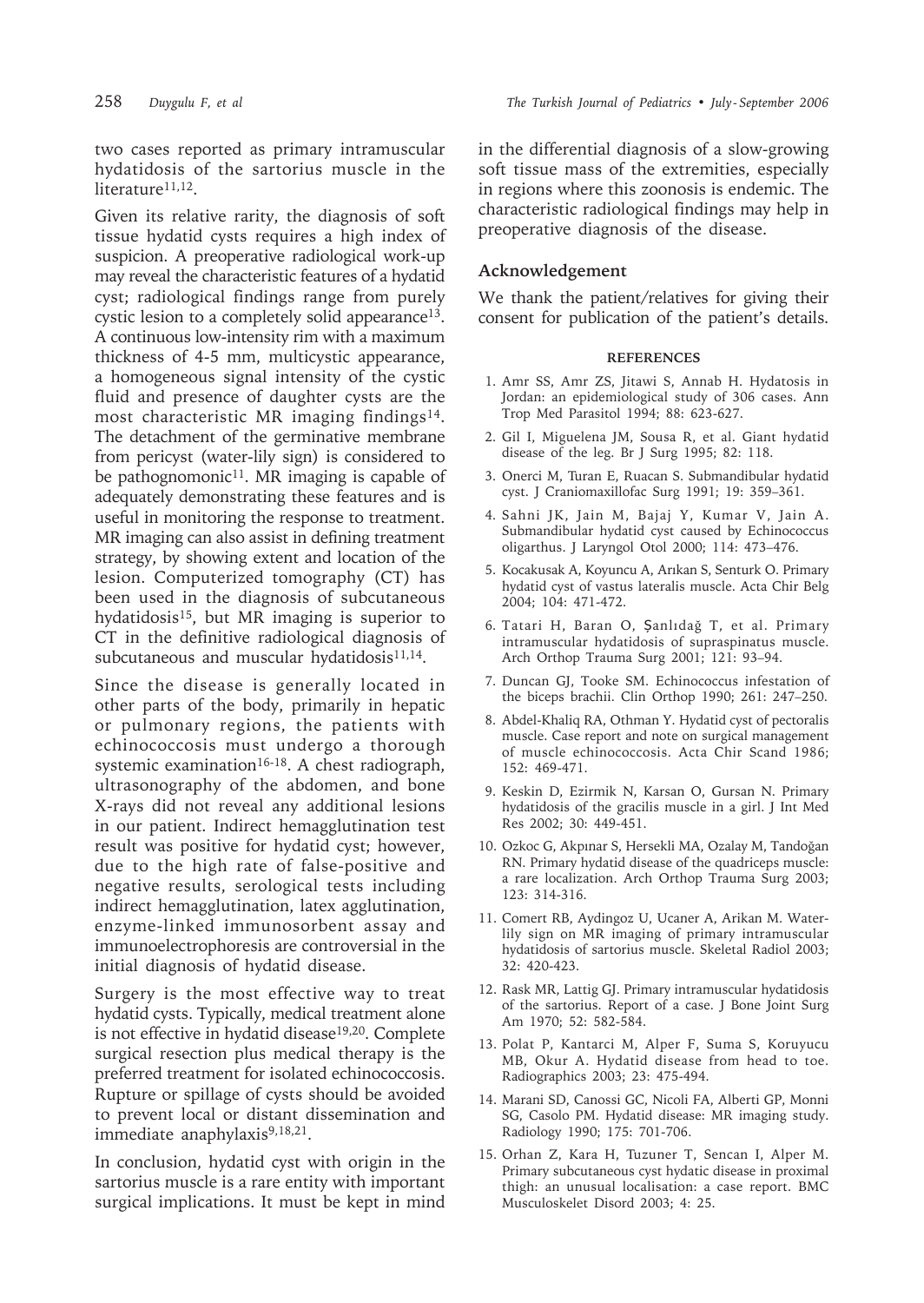two cases reported as primary intramuscular hydatidosis of the sartorius muscle in the literature[11,12].

Given its relative rarity, the diagnosis of soft tissue hydatid cysts requires a high index of suspicion. A preoperative radiological work-up may reveal the characteristic features of a hydatid cyst; radiological findings range from purely cystic lesion to a completely solid appearance[13]. A continuous low-intensity rim with a maximum thickness of 4-5 mm, multicystic appearance, a homogeneous signal intensity of the cystic fluid and presence of daughter cysts are the most characteristic MR imaging findings[14]. The detachment of the germinative membrane from pericyst (water-lily sign) is considered to be pathognomonic[11]. MR imaging is capable of adequately demonstrating these features and is useful in monitoring the response to treatment. MR imaging can also assist in defining treatment strategy, by showing extent and location of the lesion. Computerized tomography (CT) has been used in the diagnosis of subcutaneous hydatidosis[15], but MR imaging is superior to CT in the definitive radiological diagnosis of subcutaneous and muscular hydatidosis[11,14].

Since the disease is generally located in other parts of the body, primarily in hepatic or pulmonary regions, the patients with echinococcosis must undergo a thorough systemic examination[16-18]. A chest radiograph, ultrasonography of the abdomen, and bone X-rays did not reveal any additional lesions in our patient. Indirect hemagglutination test result was positive for hydatid cyst; however, due to the high rate of false-positive and negative results, serological tests including indirect hemagglutination, latex agglutination, enzyme-linked immunosorbent assay and immunoelectrophoresis are controversial in the initial diagnosis of hydatid disease.

Surgery is the most effective way to treat hydatid cysts. Typically, medical treatment alone is not effective in hydatid disease[19,20]. Complete surgical resection plus medical therapy is the preferred treatment for isolated echinococcosis. Rupture or spillage of cysts should be avoided to prevent local or distant dissemination and immediate anaphylaxis[9,18,21].

In conclusion, hydatid cyst with origin in the sartorius muscle is a rare entity with important surgical implications. It must be kept in mind in the differential diagnosis of a slow-growing soft tissue mass of the extremities, especially in regions where this zoonosis is endemic. The characteristic radiological findings may help in preoperative diagnosis of the disease.

## Acknowledgement

We thank the patient/relatives for giving their consent for publication of the patient's details.

### REFERENCES

1. Amr SS, Amr ZS, Jitawi S, Annab H. Hydatosis in Jordan: an epidemiological study of 306 cases. Ann Trop Med Parasitol 1994; 88: 623-627.
2. Gil I, Miguelena JM, Sousa R, et al. Giant hydatid disease of the leg. Br J Surg 1995; 82: 118.
3. Onerci M, Turan E, Ruacan S. Submandibular hydatid cyst. J Craniomaxillofac Surg 1991; 19: 359–361.
4. Sahni JK, Jain M, Bajaj Y, Kumar V, Jain A. Submandibular hydatid cyst caused by Echinococcus oligarthus. J Laryngol Otol 2000; 114: 473–476.
5. Kocakusak A, Koyuncu A, Arıkan S, Senturk O. Primary hydatid cyst of vastus lateralis muscle. Acta Chir Belg 2004; 104: 471-472.
6. Tatari H, Baran O, Şanlıdağ T, et al. Primary intramuscular hydatidosis of supraspinatus muscle. Arch Orthop Trauma Surg 2001; 121: 93–94.
7. Duncan GJ, Tooke SM. Echinococcus infestation of the biceps brachii. Clin Orthop 1990; 261: 247–250.
8. Abdel-Khaliq RA, Othman Y. Hydatid cyst of pectoralis muscle. Case report and note on surgical management of muscle echinococcosis. Acta Chir Scand 1986; 152: 469-471.
9. Keskin D, Ezirmik N, Karsan O, Gursan N. Primary hydatidosis of the gracilis muscle in a girl. J Int Med Res 2002; 30: 449-451.
10. Ozkoc G, Akpınar S, Hersekli MA, Ozalay M, Tandoğan RN. Primary hydatid disease of the quadriceps muscle: a rare localization. Arch Orthop Trauma Surg 2003; 123: 314-316.
11. Comert RB, Aydingoz U, Ucaner A, Arikan M. Water-lily sign on MR imaging of primary intramuscular hydatidosis of sartorius muscle. Skeletal Radiol 2003; 32: 420-423.
12. Rask MR, Lattig GJ. Primary intramuscular hydatidosis of the sartorius. Report of a case. J Bone Joint Surg Am 1970; 52: 582-584.
13. Polat P, Kantarci M, Alper F, Suma S, Koruyucu MB, Okur A. Hydatid disease from head to toe. Radiographics 2003; 23: 475-494.
14. Marani SD, Canossi GC, Nicoli FA, Alberti GP, Monni SG, Casolo PM. Hydatid disease: MR imaging study. Radiology 1990; 175: 701-706.
15. Orhan Z, Kara H, Tuzuner T, Sencan I, Alper M. Primary subcutaneous cyst hydatic disease in proximal thigh: an unusual localisation: a case report. BMC Musculoskelet Disord 2003; 4: 25.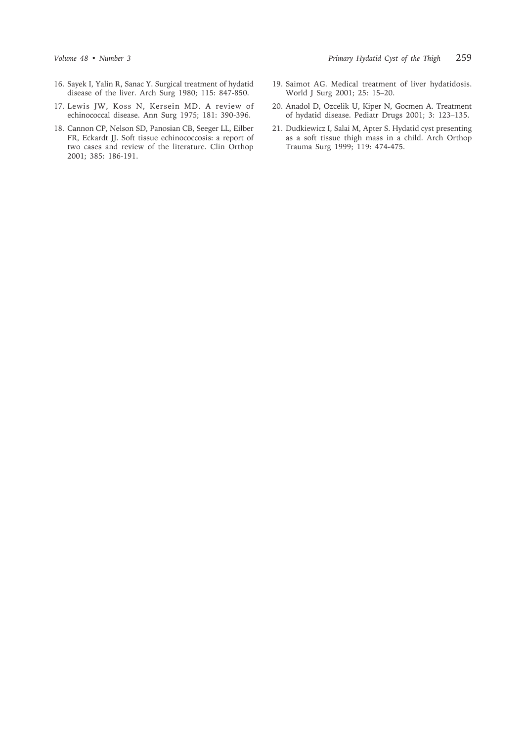16. Sayek I, Yalin R, Sanac Y. Surgical treatment of hydatid disease of the liver. Arch Surg 1980; 115: 847-850.
17. Lewis JW, Koss N, Kersein MD. A review of echinococcal disease. Ann Surg 1975; 181: 390-396.
18. Cannon CP, Nelson SD, Panosian CB, Seeger LL, Eilber FR, Eckardt JJ. Soft tissue echinococcosis: a report of two cases and review of the literature. Clin Orthop 2001; 385: 186-191.
19. Saimot AG. Medical treatment of liver hydatidosis. World J Surg 2001; 25: 15–20.
20. Anadol D, Ozcelik U, Kiper N, Gocmen A. Treatment of hydatid disease. Pediatr Drugs 2001; 3: 123–135.
21. Dudkiewicz I, Salai M, Apter S. Hydatid cyst presenting as a soft tissue thigh mass in a child. Arch Orthop Trauma Surg 1999; 119: 474-475.